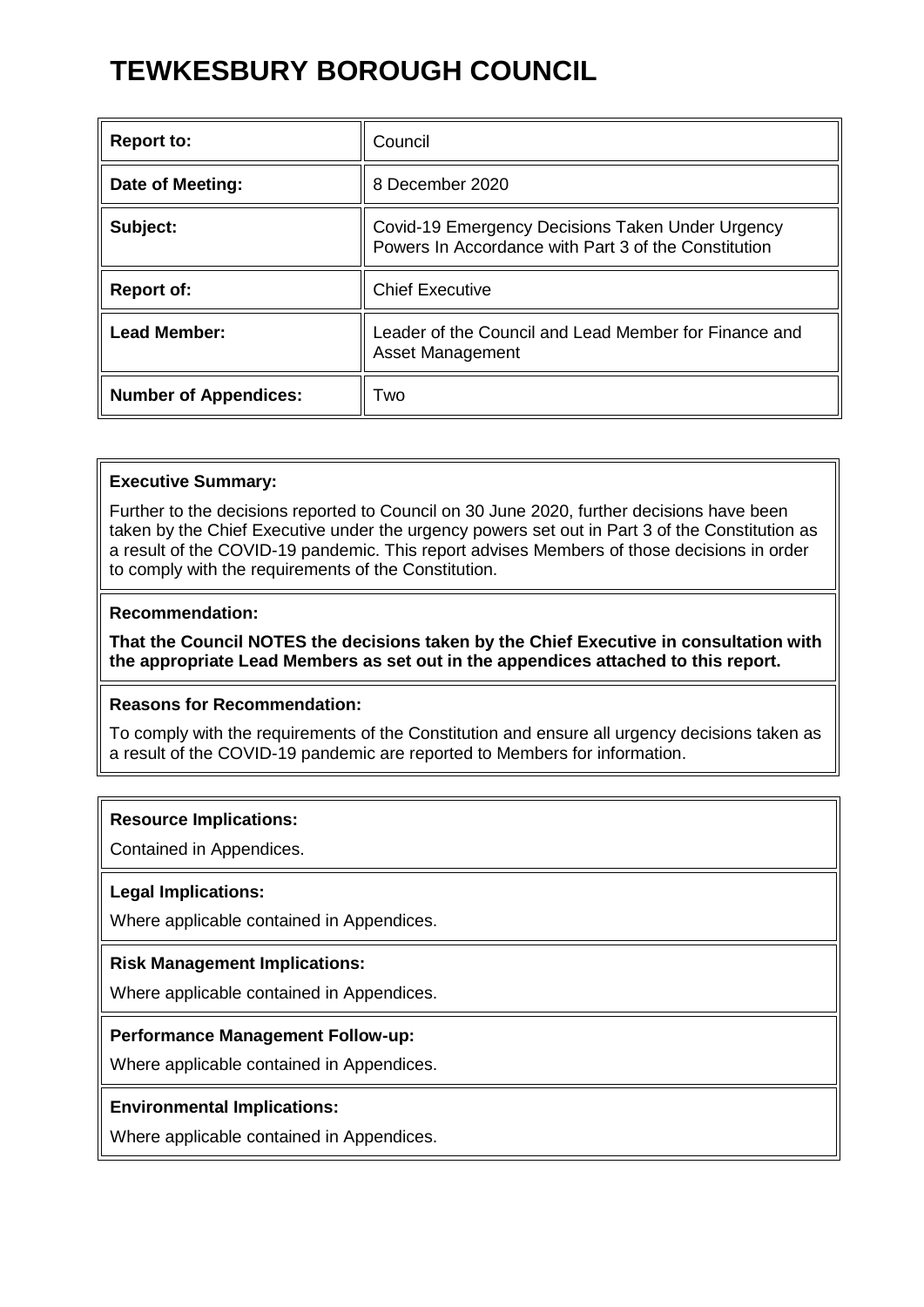# TEWKESBURY BOROUGH COUNCIL

| **Report to:** | Council |
|---|---|
| **Date of Meeting:** | 8 December 2020 |
| **Subject:** | Covid-19 Emergency Decisions Taken Under Urgency Powers In Accordance with Part 3 of the Constitution |
| **Report of:** | Chief Executive |
| **Lead Member:** | Leader of the Council and Lead Member for Finance and Asset Management |
| **Number of Appendices:** | Two |

**Executive Summary:**

Further to the decisions reported to Council on 30 June 2020, further decisions have been taken by the Chief Executive under the urgency powers set out in Part 3 of the Constitution as a result of the COVID-19 pandemic. This report advises Members of those decisions in order to comply with the requirements of the Constitution.

**Recommendation:**

**That the Council NOTES the decisions taken by the Chief Executive in consultation with the appropriate Lead Members as set out in the appendices attached to this report.**

**Reasons for Recommendation:**

To comply with the requirements of the Constitution and ensure all urgency decisions taken as a result of the COVID-19 pandemic are reported to Members for information.

**Resource Implications:**

Contained in Appendices.

**Legal Implications:**

Where applicable contained in Appendices.

**Risk Management Implications:**

Where applicable contained in Appendices.

**Performance Management Follow-up:**

Where applicable contained in Appendices.

**Environmental Implications:**

Where applicable contained in Appendices.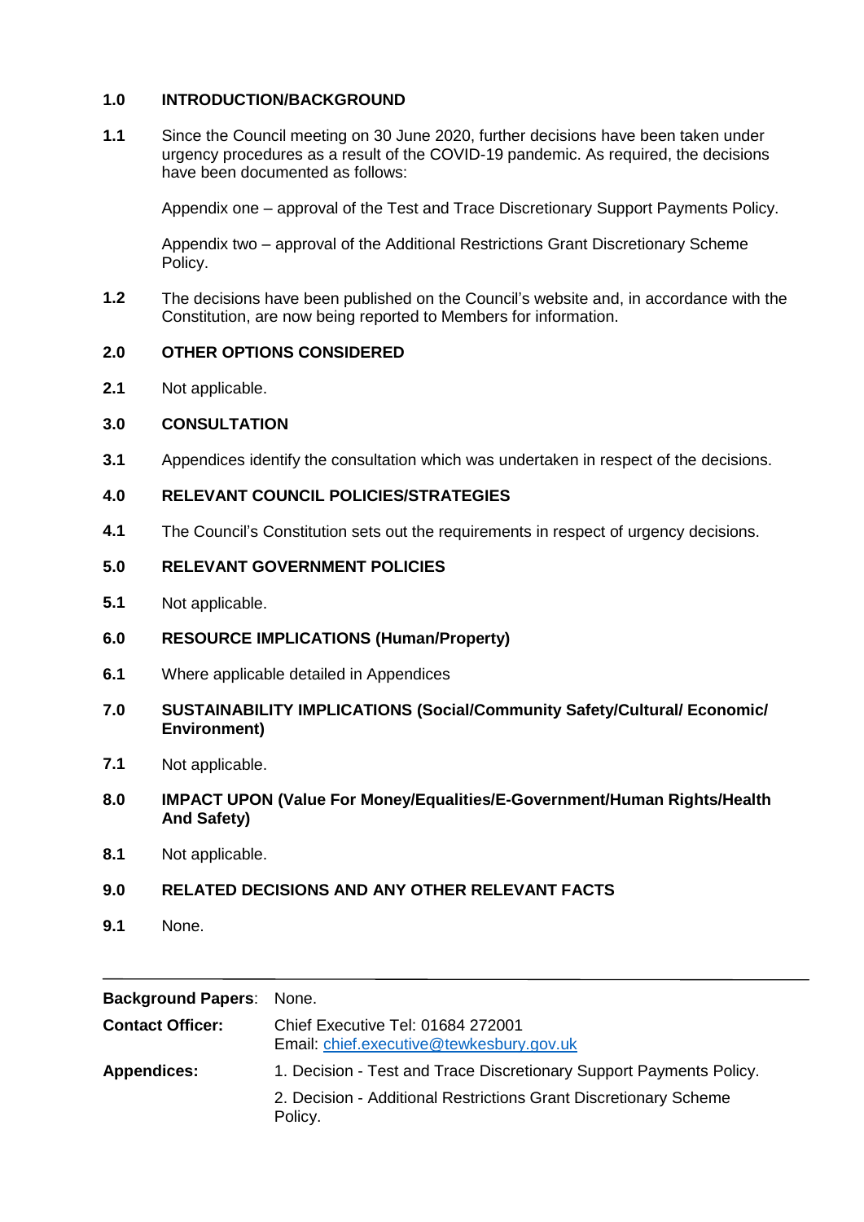## 1.0 INTRODUCTION/BACKGROUND

**1.1** Since the Council meeting on 30 June 2020, further decisions have been taken under urgency procedures as a result of the COVID-19 pandemic. As required, the decisions have been documented as follows:

Appendix one – approval of the Test and Trace Discretionary Support Payments Policy.

Appendix two – approval of the Additional Restrictions Grant Discretionary Scheme Policy.

**1.2** The decisions have been published on the Council's website and, in accordance with the Constitution, are now being reported to Members for information.

## 2.0 OTHER OPTIONS CONSIDERED

**2.1** Not applicable.

## 3.0 CONSULTATION

**3.1** Appendices identify the consultation which was undertaken in respect of the decisions.

## 4.0 RELEVANT COUNCIL POLICIES/STRATEGIES

**4.1** The Council's Constitution sets out the requirements in respect of urgency decisions.

## 5.0 RELEVANT GOVERNMENT POLICIES

**5.1** Not applicable.

## 6.0 RESOURCE IMPLICATIONS (Human/Property)

**6.1** Where applicable detailed in Appendices

## 7.0 SUSTAINABILITY IMPLICATIONS (Social/Community Safety/Cultural/ Economic/ Environment)

**7.1** Not applicable.

## 8.0 IMPACT UPON (Value For Money/Equalities/E-Government/Human Rights/Health And Safety)

**8.1** Not applicable.

## 9.0 RELATED DECISIONS AND ANY OTHER RELEVANT FACTS

**9.1** None.

---

| | |
|---|---|
| **Background Papers**: | None. |
| **Contact Officer:** | Chief Executive Tel: 01684 272001<br>Email: chief.executive@tewkesbury.gov.uk |
| **Appendices:** | 1. Decision - Test and Trace Discretionary Support Payments Policy.<br>2. Decision - Additional Restrictions Grant Discretionary Scheme Policy. |